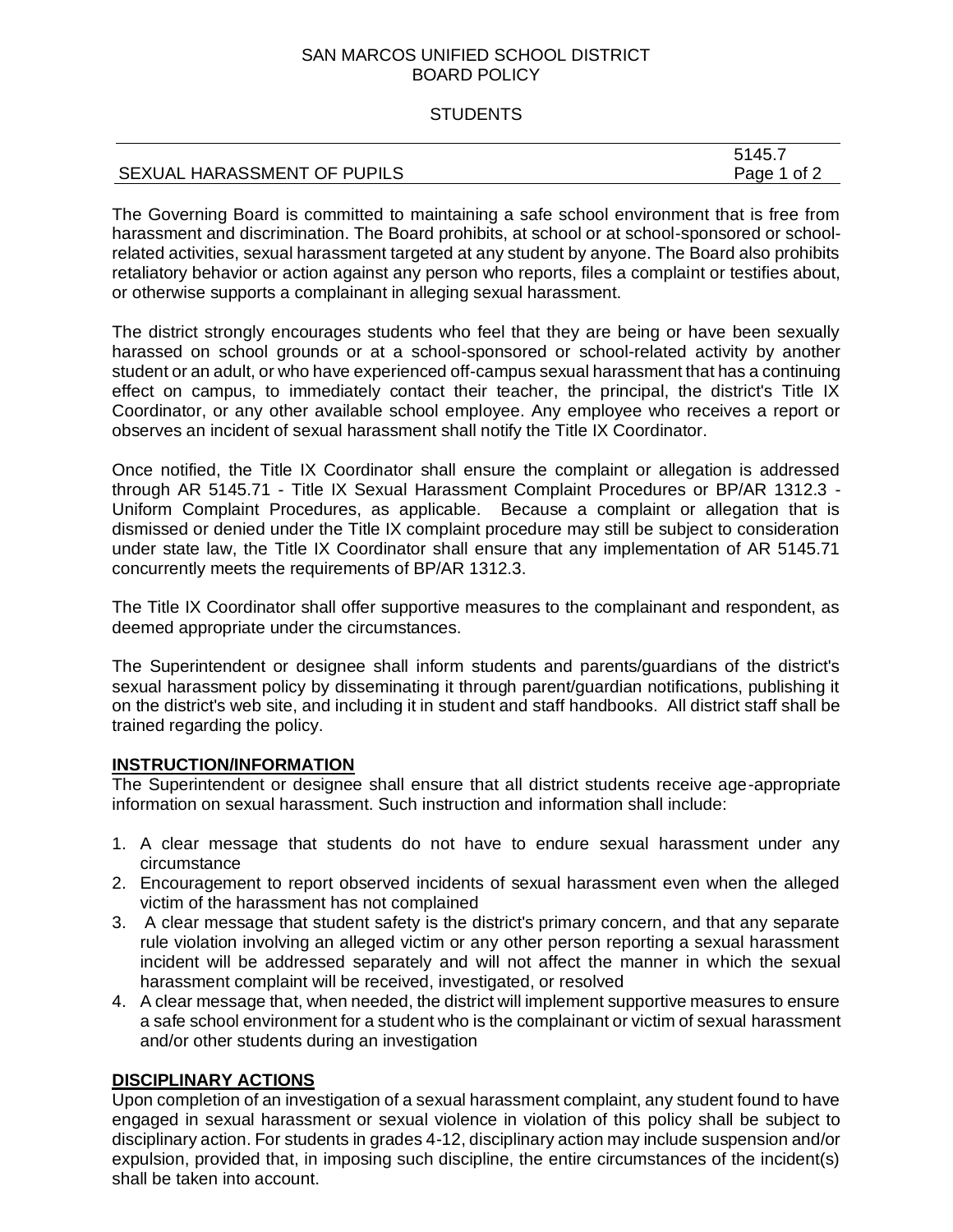SAN MARCOS UNIFIED SCHOOL DISTRICT
BOARD POLICY

STUDENTS

5145.7

# SEXUAL HARASSMENT OF PUPILS

The Governing Board is committed to maintaining a safe school environment that is free from harassment and discrimination. The Board prohibits, at school or at school-sponsored or school-related activities, sexual harassment targeted at any student by anyone. The Board also prohibits retaliatory behavior or action against any person who reports, files a complaint or testifies about, or otherwise supports a complainant in alleging sexual harassment.

The district strongly encourages students who feel that they are being or have been sexually harassed on school grounds or at a school-sponsored or school-related activity by another student or an adult, or who have experienced off-campus sexual harassment that has a continuing effect on campus, to immediately contact their teacher, the principal, the district's Title IX Coordinator, or any other available school employee. Any employee who receives a report or observes an incident of sexual harassment shall notify the Title IX Coordinator.

Once notified, the Title IX Coordinator shall ensure the complaint or allegation is addressed through AR 5145.71 - Title IX Sexual Harassment Complaint Procedures or BP/AR 1312.3 - Uniform Complaint Procedures, as applicable. Because a complaint or allegation that is dismissed or denied under the Title IX complaint procedure may still be subject to consideration under state law, the Title IX Coordinator shall ensure that any implementation of AR 5145.71 concurrently meets the requirements of BP/AR 1312.3.

The Title IX Coordinator shall offer supportive measures to the complainant and respondent, as deemed appropriate under the circumstances.

The Superintendent or designee shall inform students and parents/guardians of the district's sexual harassment policy by disseminating it through parent/guardian notifications, publishing it on the district's web site, and including it in student and staff handbooks. All district staff shall be trained regarding the policy.

## INSTRUCTION/INFORMATION

The Superintendent or designee shall ensure that all district students receive age-appropriate information on sexual harassment. Such instruction and information shall include:

1. A clear message that students do not have to endure sexual harassment under any circumstance
2. Encouragement to report observed incidents of sexual harassment even when the alleged victim of the harassment has not complained
3. A clear message that student safety is the district's primary concern, and that any separate rule violation involving an alleged victim or any other person reporting a sexual harassment incident will be addressed separately and will not affect the manner in which the sexual harassment complaint will be received, investigated, or resolved
4. A clear message that, when needed, the district will implement supportive measures to ensure a safe school environment for a student who is the complainant or victim of sexual harassment and/or other students during an investigation

## DISCIPLINARY ACTIONS

Upon completion of an investigation of a sexual harassment complaint, any student found to have engaged in sexual harassment or sexual violence in violation of this policy shall be subject to disciplinary action. For students in grades 4-12, disciplinary action may include suspension and/or expulsion, provided that, in imposing such discipline, the entire circumstances of the incident(s) shall be taken into account.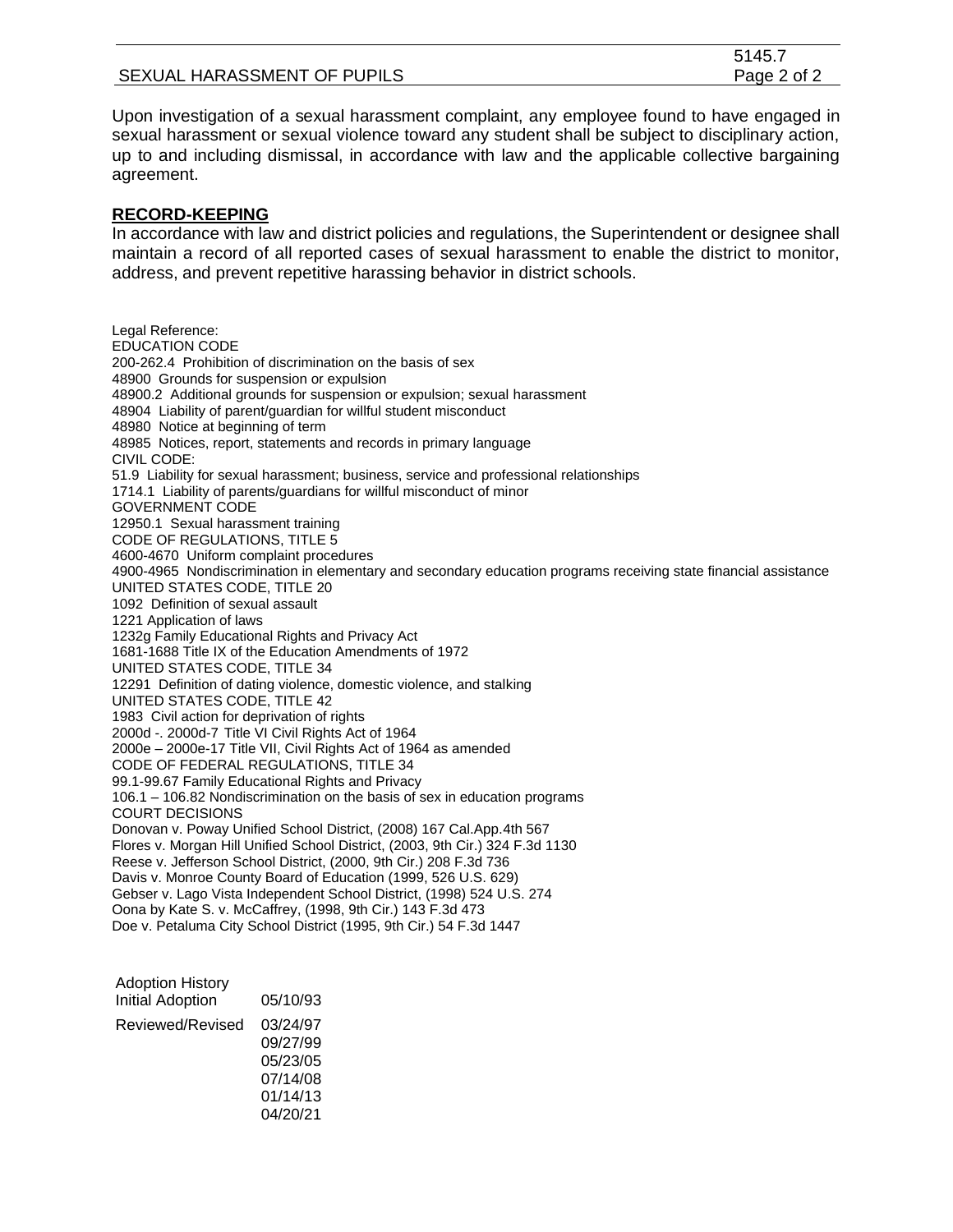Upon investigation of a sexual harassment complaint, any employee found to have engaged in sexual harassment or sexual violence toward any student shall be subject to disciplinary action, up to and including dismissal, in accordance with law and the applicable collective bargaining agreement.

**RECORD-KEEPING**

In accordance with law and district policies and regulations, the Superintendent or designee shall maintain a record of all reported cases of sexual harassment to enable the district to monitor, address, and prevent repetitive harassing behavior in district schools.

Legal Reference:
EDUCATION CODE
200-262.4 Prohibition of discrimination on the basis of sex
48900 Grounds for suspension or expulsion
48900.2 Additional grounds for suspension or expulsion; sexual harassment
48904 Liability of parent/guardian for willful student misconduct
48980 Notice at beginning of term
48985 Notices, report, statements and records in primary language
CIVIL CODE:
51.9 Liability for sexual harassment; business, service and professional relationships
1714.1 Liability of parents/guardians for willful misconduct of minor
GOVERNMENT CODE
12950.1 Sexual harassment training
CODE OF REGULATIONS, TITLE 5
4600-4670 Uniform complaint procedures
4900-4965 Nondiscrimination in elementary and secondary education programs receiving state financial assistance
UNITED STATES CODE, TITLE 20
1092 Definition of sexual assault
1221 Application of laws
1232g Family Educational Rights and Privacy Act
1681-1688 Title IX of the Education Amendments of 1972
UNITED STATES CODE, TITLE 34
12291 Definition of dating violence, domestic violence, and stalking
UNITED STATES CODE, TITLE 42
1983 Civil action for deprivation of rights
2000d -. 2000d-7 Title VI Civil Rights Act of 1964
2000e – 2000e-17 Title VII, Civil Rights Act of 1964 as amended
CODE OF FEDERAL REGULATIONS, TITLE 34
99.1-99.67 Family Educational Rights and Privacy
106.1 – 106.82 Nondiscrimination on the basis of sex in education programs
COURT DECISIONS
Donovan v. Poway Unified School District, (2008) 167 Cal.App.4th 567
Flores v. Morgan Hill Unified School District, (2003, 9th Cir.) 324 F.3d 1130
Reese v. Jefferson School District, (2000, 9th Cir.) 208 F.3d 736
Davis v. Monroe County Board of Education (1999, 526 U.S. 629)
Gebser v. Lago Vista Independent School District, (1998) 524 U.S. 274
Oona by Kate S. v. McCaffrey, (1998, 9th Cir.) 143 F.3d 473
Doe v. Petaluma City School District (1995, 9th Cir.) 54 F.3d 1447

| Adoption History | |
|---|---|
| Initial Adoption | 05/10/93 |
| Reviewed/Revised | 03/24/97 |
| | 09/27/99 |
| | 05/23/05 |
| | 07/14/08 |
| | 01/14/13 |
| | 04/20/21 |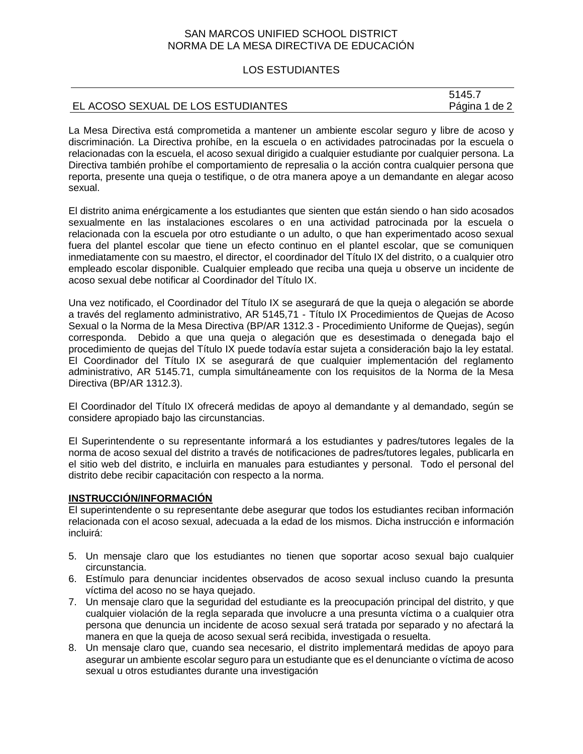SAN MARCOS UNIFIED SCHOOL DISTRICT
NORMA DE LA MESA DIRECTIVA DE EDUCACIÓN

LOS ESTUDIANTES

5145.7

# EL ACOSO SEXUAL DE LOS ESTUDIANTES

La Mesa Directiva está comprometida a mantener un ambiente escolar seguro y libre de acoso y discriminación. La Directiva prohíbe, en la escuela o en actividades patrocinadas por la escuela o relacionadas con la escuela, el acoso sexual dirigido a cualquier estudiante por cualquier persona. La Directiva también prohíbe el comportamiento de represalia o la acción contra cualquier persona que reporta, presente una queja o testifique, o de otra manera apoye a un demandante en alegar acoso sexual.

El distrito anima enérgicamente a los estudiantes que sienten que están siendo o han sido acosados sexualmente en las instalaciones escolares o en una actividad patrocinada por la escuela o relacionada con la escuela por otro estudiante o un adulto, o que han experimentado acoso sexual fuera del plantel escolar que tiene un efecto continuo en el plantel escolar, que se comuniquen inmediatamente con su maestro, el director, el coordinador del Título IX del distrito, o a cualquier otro empleado escolar disponible. Cualquier empleado que reciba una queja u observe un incidente de acoso sexual debe notificar al Coordinador del Título IX.

Una vez notificado, el Coordinador del Título IX se asegurará de que la queja o alegación se aborde a través del reglamento administrativo, AR 5145,71 - Título IX Procedimientos de Quejas de Acoso Sexual o la Norma de la Mesa Directiva (BP/AR 1312.3 - Procedimiento Uniforme de Quejas), según corresponda. Debido a que una queja o alegación que es desestimada o denegada bajo el procedimiento de quejas del Título IX puede todavía estar sujeta a consideración bajo la ley estatal. El Coordinador del Título IX se asegurará de que cualquier implementación del reglamento administrativo, AR 5145.71, cumpla simultáneamente con los requisitos de la Norma de la Mesa Directiva (BP/AR 1312.3).

El Coordinador del Título IX ofrecerá medidas de apoyo al demandante y al demandado, según se considere apropiado bajo las circunstancias.

El Superintendente o su representante informará a los estudiantes y padres/tutores legales de la norma de acoso sexual del distrito a través de notificaciones de padres/tutores legales, publicarla en el sitio web del distrito, e incluirla en manuales para estudiantes y personal. Todo el personal del distrito debe recibir capacitación con respecto a la norma.

**INSTRUCCIÓN/INFORMACIÓN**

El superintendente o su representante debe asegurar que todos los estudiantes reciban información relacionada con el acoso sexual, adecuada a la edad de los mismos. Dicha instrucción e información incluirá:

5. Un mensaje claro que los estudiantes no tienen que soportar acoso sexual bajo cualquier circunstancia.
6. Estímulo para denunciar incidentes observados de acoso sexual incluso cuando la presunta víctima del acoso no se haya quejado.
7. Un mensaje claro que la seguridad del estudiante es la preocupación principal del distrito, y que cualquier violación de la regla separada que involucre a una presunta víctima o a cualquier otra persona que denuncia un incidente de acoso sexual será tratada por separado y no afectará la manera en que la queja de acoso sexual será recibida, investigada o resuelta.
8. Un mensaje claro que, cuando sea necesario, el distrito implementará medidas de apoyo para asegurar un ambiente escolar seguro para un estudiante que es el denunciante o víctima de acoso sexual u otros estudiantes durante una investigación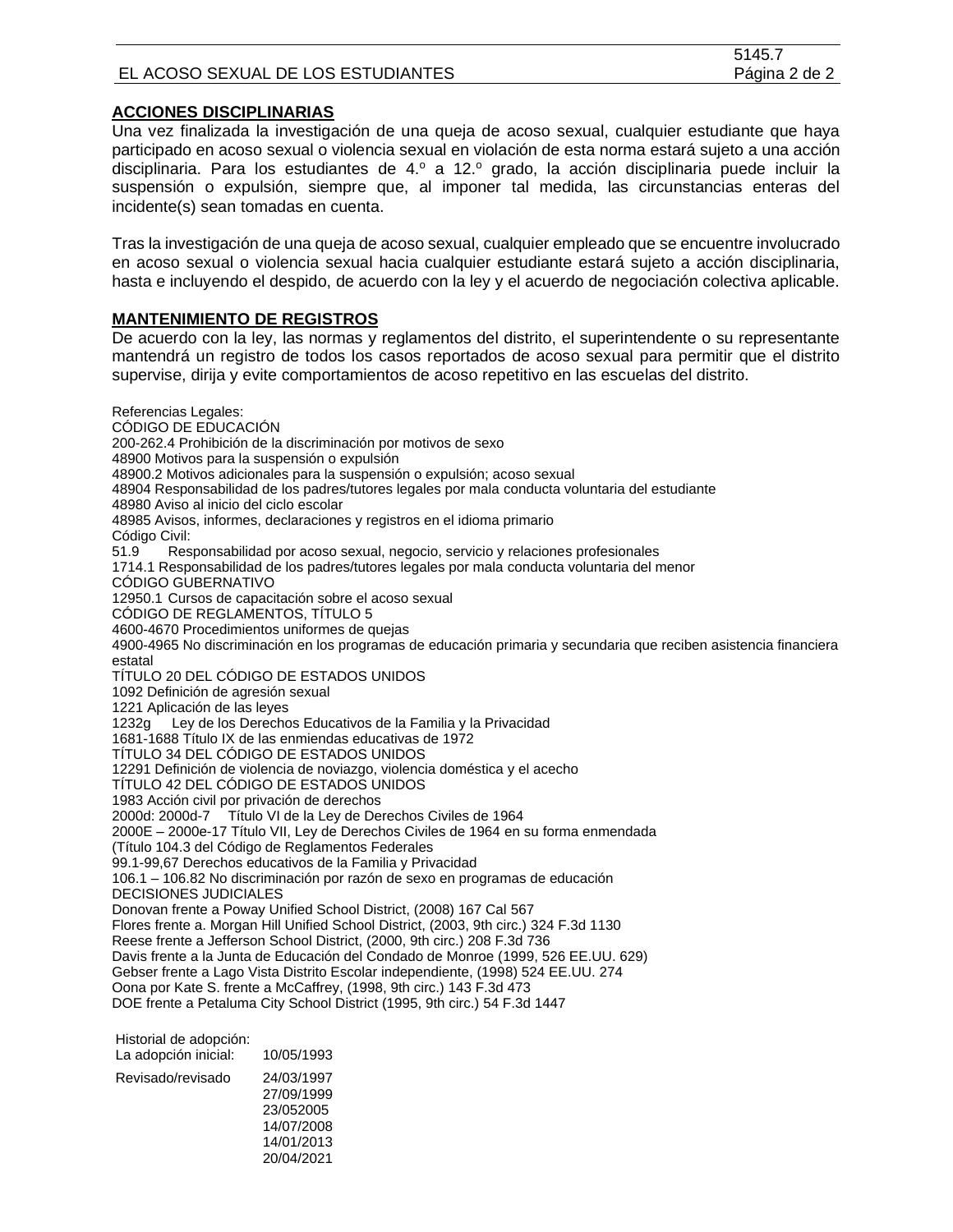## ACCIONES DISCIPLINARIAS

Una vez finalizada la investigación de una queja de acoso sexual, cualquier estudiante que haya participado en acoso sexual o violencia sexual en violación de esta norma estará sujeto a una acción disciplinaria. Para los estudiantes de 4.º a 12.º grado, la acción disciplinaria puede incluir la suspensión o expulsión, siempre que, al imponer tal medida, las circunstancias enteras del incidente(s) sean tomadas en cuenta.

Tras la investigación de una queja de acoso sexual, cualquier empleado que se encuentre involucrado en acoso sexual o violencia sexual hacia cualquier estudiante estará sujeto a acción disciplinaria, hasta e incluyendo el despido, de acuerdo con la ley y el acuerdo de negociación colectiva aplicable.

## MANTENIMIENTO DE REGISTROS

De acuerdo con la ley, las normas y reglamentos del distrito, el superintendente o su representante mantendrá un registro de todos los casos reportados de acoso sexual para permitir que el distrito supervise, dirija y evite comportamientos de acoso repetitivo en las escuelas del distrito.

Referencias Legales:
CÓDIGO DE EDUCACIÓN
200-262.4 Prohibición de la discriminación por motivos de sexo
48900 Motivos para la suspensión o expulsión
48900.2 Motivos adicionales para la suspensión o expulsión; acoso sexual
48904 Responsabilidad de los padres/tutores legales por mala conducta voluntaria del estudiante
48980 Aviso al inicio del ciclo escolar
48985 Avisos, informes, declaraciones y registros en el idioma primario
Código Civil:
51.9 Responsabilidad por acoso sexual, negocio, servicio y relaciones profesionales
1714.1 Responsabilidad de los padres/tutores legales por mala conducta voluntaria del menor
CÓDIGO GUBERNATIVO
12950.1 Cursos de capacitación sobre el acoso sexual
CÓDIGO DE REGLAMENTOS, TÍTULO 5
4600-4670 Procedimientos uniformes de quejas
4900-4965 No discriminación en los programas de educación primaria y secundaria que reciben asistencia financiera estatal
TÍTULO 20 DEL CÓDIGO DE ESTADOS UNIDOS
1092 Definición de agresión sexual
1221 Aplicación de las leyes
1232g Ley de los Derechos Educativos de la Familia y la Privacidad
1681-1688 Título IX de las enmiendas educativas de 1972
TÍTULO 34 DEL CÓDIGO DE ESTADOS UNIDOS
12291 Definición de violencia de noviazgo, violencia doméstica y el acecho
TÍTULO 42 DEL CÓDIGO DE ESTADOS UNIDOS
1983 Acción civil por privación de derechos
2000d: 2000d-7 Título VI de la Ley de Derechos Civiles de 1964
2000E – 2000e-17 Título VII, Ley de Derechos Civiles de 1964 en su forma enmendada
(Título 104.3 del Código de Reglamentos Federales
99.1-99,67 Derechos educativos de la Familia y Privacidad
106.1 – 106.82 No discriminación por razón de sexo en programas de educación
DECISIONES JUDICIALES
Donovan frente a Poway Unified School District, (2008) 167 Cal 567
Flores frente a. Morgan Hill Unified School District, (2003, 9th circ.) 324 F.3d 1130
Reese frente a Jefferson School District, (2000, 9th circ.) 208 F.3d 736
Davis frente a la Junta de Educación del Condado de Monroe (1999, 526 EE.UU. 629)
Gebser frente a Lago Vista Distrito Escolar independiente, (1998) 524 EE.UU. 274
Oona por Kate S. frente a McCaffrey, (1998, 9th circ.) 143 F.3d 473
DOE frente a Petaluma City School District (1995, 9th circ.) 54 F.3d 1447

Historial de adopción:

| | |
|---|---|
| La adopción inicial: | 10/05/1993 |
| Revisado/revisado | 24/03/1997 |
| | 27/09/1999 |
| | 23/052005 |
| | 14/07/2008 |
| | 14/01/2013 |
| | 20/04/2021 |